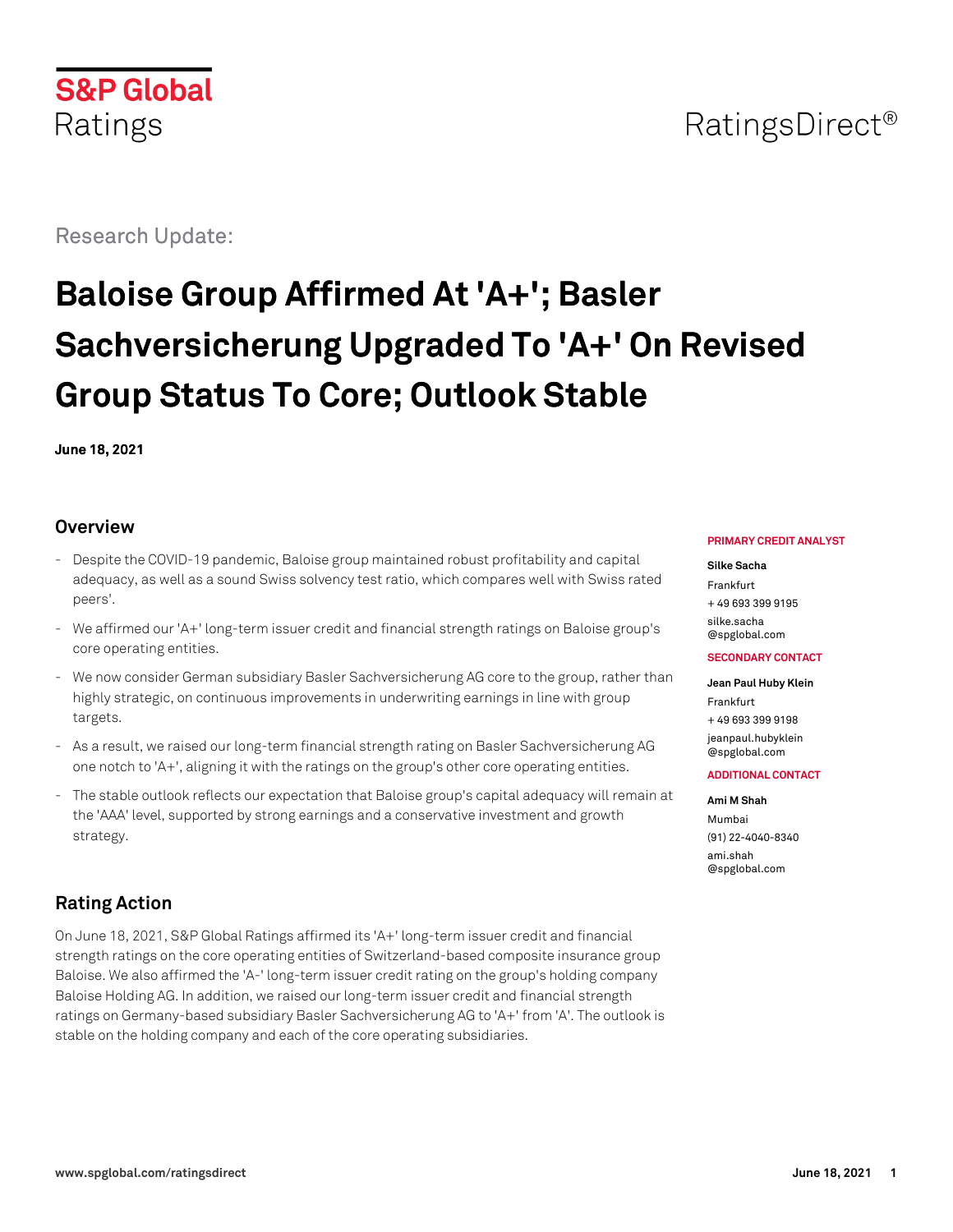S&P Global Ratings

RatingsDirect®

Research Update:

# Baloise Group Affirmed At 'A+'; Basler Sachversicherung Upgraded To 'A+' On Revised Group Status To Core; Outlook Stable

**June 18, 2021**

## Overview

- Despite the COVID-19 pandemic, Baloise group maintained robust profitability and capital adequacy, as well as a sound Swiss solvency test ratio, which compares well with Swiss rated peers'.
- We affirmed our 'A+' long-term issuer credit and financial strength ratings on Baloise group's core operating entities.
- We now consider German subsidiary Basler Sachversicherung AG core to the group, rather than highly strategic, on continuous improvements in underwriting earnings in line with group targets.
- As a result, we raised our long-term financial strength rating on Basler Sachversicherung AG one notch to 'A+', aligning it with the ratings on the group's other core operating entities.
- The stable outlook reflects our expectation that Baloise group's capital adequacy will remain at the 'AAA' level, supported by strong earnings and a conservative investment and growth strategy.

**PRIMARY CREDIT ANALYST**

**Silke Sacha**
Frankfurt
+ 49 693 399 9195
silke.sacha@spglobal.com

**SECONDARY CONTACT**

**Jean Paul Huby Klein**
Frankfurt
+ 49 693 399 9198
jeanpaul.hubyklein@spglobal.com

**ADDITIONAL CONTACT**

**Ami M Shah**
Mumbai
(91) 22-4040-8340
ami.shah@spglobal.com

## Rating Action

On June 18, 2021, S&P Global Ratings affirmed its 'A+' long-term issuer credit and financial strength ratings on the core operating entities of Switzerland-based composite insurance group Baloise. We also affirmed the 'A-' long-term issuer credit rating on the group's holding company Baloise Holding AG. In addition, we raised our long-term issuer credit and financial strength ratings on Germany-based subsidiary Basler Sachversicherung AG to 'A+' from 'A'. The outlook is stable on the holding company and each of the core operating subsidiaries.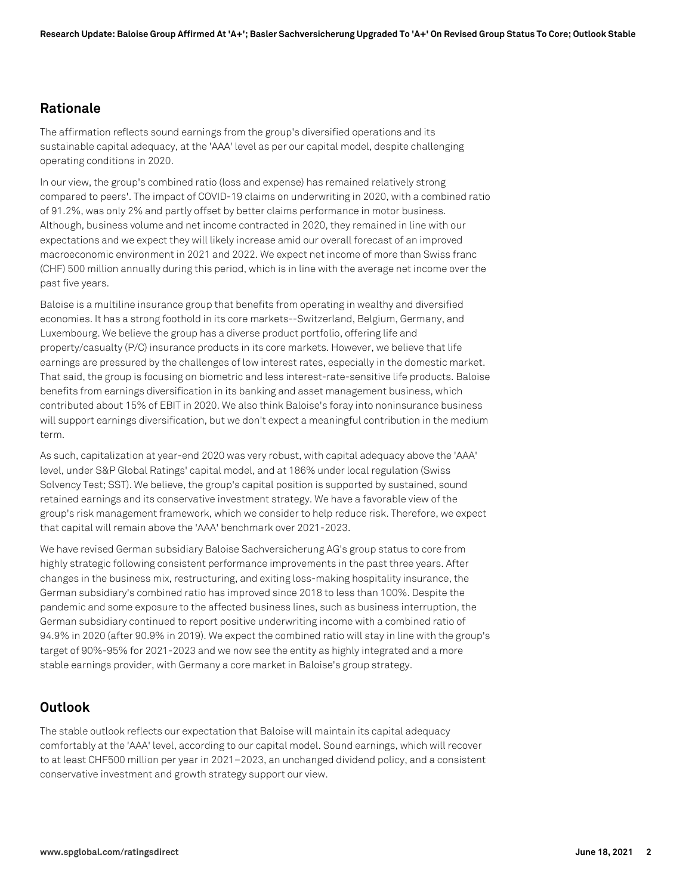## Rationale

The affirmation reflects sound earnings from the group's diversified operations and its sustainable capital adequacy, at the 'AAA' level as per our capital model, despite challenging operating conditions in 2020.

In our view, the group's combined ratio (loss and expense) has remained relatively strong compared to peers'. The impact of COVID-19 claims on underwriting in 2020, with a combined ratio of 91.2%, was only 2% and partly offset by better claims performance in motor business. Although, business volume and net income contracted in 2020, they remained in line with our expectations and we expect they will likely increase amid our overall forecast of an improved macroeconomic environment in 2021 and 2022. We expect net income of more than Swiss franc (CHF) 500 million annually during this period, which is in line with the average net income over the past five years.

Baloise is a multiline insurance group that benefits from operating in wealthy and diversified economies. It has a strong foothold in its core markets--Switzerland, Belgium, Germany, and Luxembourg. We believe the group has a diverse product portfolio, offering life and property/casualty (P/C) insurance products in its core markets. However, we believe that life earnings are pressured by the challenges of low interest rates, especially in the domestic market. That said, the group is focusing on biometric and less interest-rate-sensitive life products. Baloise benefits from earnings diversification in its banking and asset management business, which contributed about 15% of EBIT in 2020. We also think Baloise's foray into noninsurance business will support earnings diversification, but we don't expect a meaningful contribution in the medium term.

As such, capitalization at year-end 2020 was very robust, with capital adequacy above the 'AAA' level, under S&P Global Ratings' capital model, and at 186% under local regulation (Swiss Solvency Test; SST). We believe, the group's capital position is supported by sustained, sound retained earnings and its conservative investment strategy. We have a favorable view of the group's risk management framework, which we consider to help reduce risk. Therefore, we expect that capital will remain above the 'AAA' benchmark over 2021-2023.

We have revised German subsidiary Baloise Sachversicherung AG's group status to core from highly strategic following consistent performance improvements in the past three years. After changes in the business mix, restructuring, and exiting loss-making hospitality insurance, the German subsidiary's combined ratio has improved since 2018 to less than 100%. Despite the pandemic and some exposure to the affected business lines, such as business interruption, the German subsidiary continued to report positive underwriting income with a combined ratio of 94.9% in 2020 (after 90.9% in 2019). We expect the combined ratio will stay in line with the group's target of 90%-95% for 2021-2023 and we now see the entity as highly integrated and a more stable earnings provider, with Germany a core market in Baloise's group strategy.

## Outlook

The stable outlook reflects our expectation that Baloise will maintain its capital adequacy comfortably at the 'AAA' level, according to our capital model. Sound earnings, which will recover to at least CHF500 million per year in 2021–2023, an unchanged dividend policy, and a consistent conservative investment and growth strategy support our view.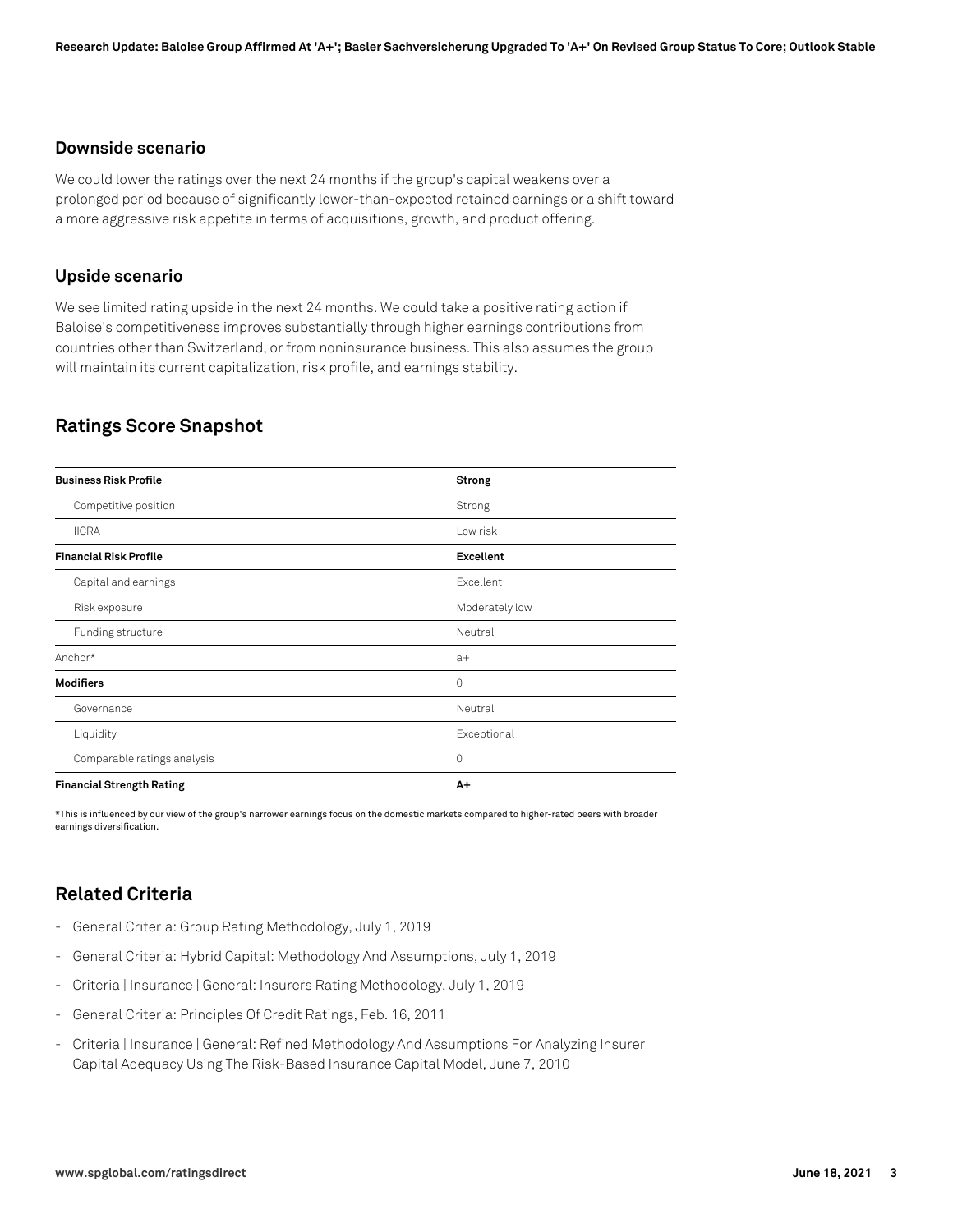### Downside scenario

We could lower the ratings over the next 24 months if the group's capital weakens over a prolonged period because of significantly lower-than-expected retained earnings or a shift toward a more aggressive risk appetite in terms of acquisitions, growth, and product offering.

### Upside scenario

We see limited rating upside in the next 24 months. We could take a positive rating action if Baloise's competitiveness improves substantially through higher earnings contributions from countries other than Switzerland, or from noninsurance business. This also assumes the group will maintain its current capitalization, risk profile, and earnings stability.

## Ratings Score Snapshot

| **Business Risk Profile** | **Strong** |
|---|---|
| Competitive position | Strong |
| IICRA | Low risk |
| **Financial Risk Profile** | **Excellent** |
| Capital and earnings | Excellent |
| Risk exposure | Moderately low |
| Funding structure | Neutral |
| Anchor* | a+ |
| **Modifiers** | 0 |
| Governance | Neutral |
| Liquidity | Exceptional |
| Comparable ratings analysis | 0 |
| **Financial Strength Rating** | **A+** |

*This is influenced by our view of the group's narrower earnings focus on the domestic markets compared to higher-rated peers with broader earnings diversification.

## Related Criteria

- General Criteria: Group Rating Methodology, July 1, 2019
- General Criteria: Hybrid Capital: Methodology And Assumptions, July 1, 2019
- Criteria | Insurance | General: Insurers Rating Methodology, July 1, 2019
- General Criteria: Principles Of Credit Ratings, Feb. 16, 2011
- Criteria | Insurance | General: Refined Methodology And Assumptions For Analyzing Insurer Capital Adequacy Using The Risk-Based Insurance Capital Model, June 7, 2010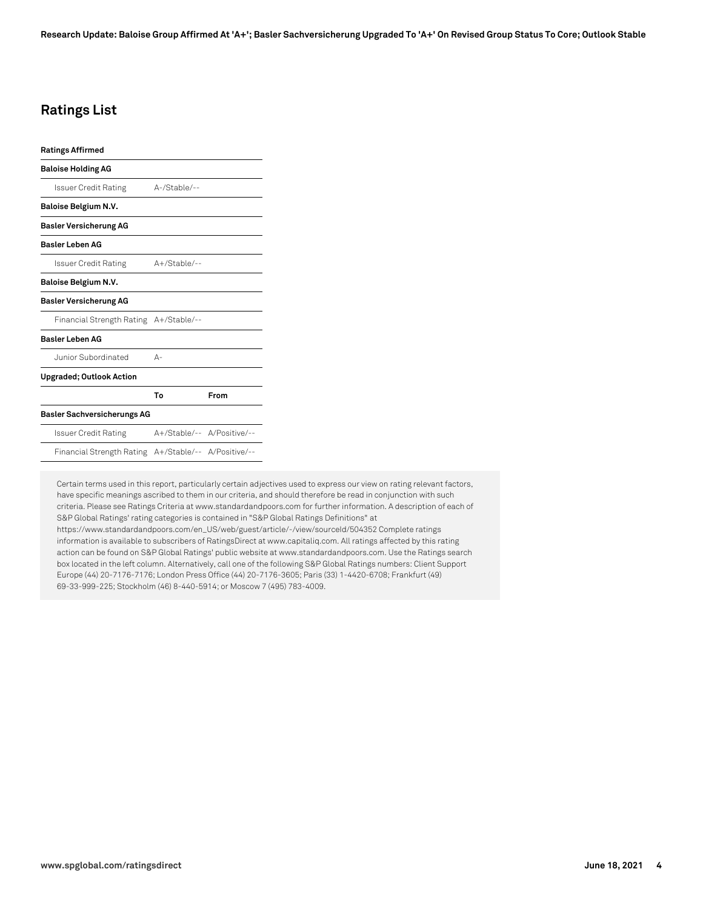## Ratings List

| **Ratings Affirmed** | | |
|---|---|---|
| **Baloise Holding AG** | | |
| Issuer Credit Rating | A-/Stable/-- | |
| **Baloise Belgium N.V.** | | |
| **Basler Versicherung AG** | | |
| **Basler Leben AG** | | |
| Issuer Credit Rating | A+/Stable/-- | |
| **Baloise Belgium N.V.** | | |
| **Basler Versicherung AG** | | |
| Financial Strength Rating | A+/Stable/-- | |
| **Basler Leben AG** | | |
| Junior Subordinated | A- | |
| **Upgraded; Outlook Action** | | |
| | **To** | **From** |
| **Basler Sachversicherungs AG** | | |
| Issuer Credit Rating | A+/Stable/-- | A/Positive/-- |
| Financial Strength Rating | A+/Stable/-- | A/Positive/-- |

Certain terms used in this report, particularly certain adjectives used to express our view on rating relevant factors, have specific meanings ascribed to them in our criteria, and should therefore be read in conjunction with such criteria. Please see Ratings Criteria at www.standardandpoors.com for further information. A description of each of S&P Global Ratings' rating categories is contained in "S&P Global Ratings Definitions" at https://www.standardandpoors.com/en_US/web/guest/article/-/view/sourceId/504352 Complete ratings information is available to subscribers of RatingsDirect at www.capitaliq.com. All ratings affected by this rating action can be found on S&P Global Ratings' public website at www.standardandpoors.com. Use the Ratings search box located in the left column. Alternatively, call one of the following S&P Global Ratings numbers: Client Support Europe (44) 20-7176-7176; London Press Office (44) 20-7176-3605; Paris (33) 1-4420-6708; Frankfurt (49) 69-33-999-225; Stockholm (46) 8-440-5914; or Moscow 7 (495) 783-4009.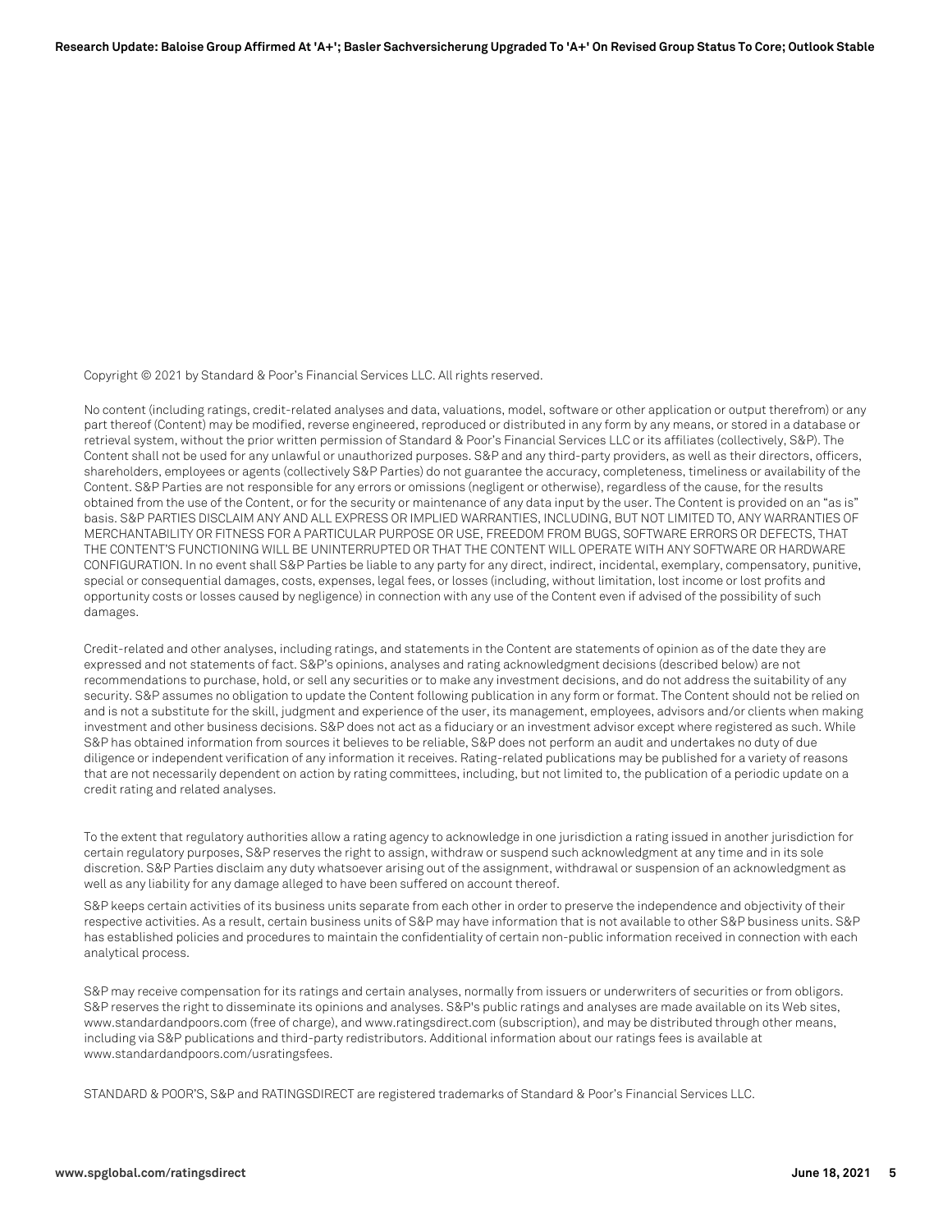Copyright © 2021 by Standard & Poor's Financial Services LLC. All rights reserved.

No content (including ratings, credit-related analyses and data, valuations, model, software or other application or output therefrom) or any part thereof (Content) may be modified, reverse engineered, reproduced or distributed in any form by any means, or stored in a database or retrieval system, without the prior written permission of Standard & Poor's Financial Services LLC or its affiliates (collectively, S&P). The Content shall not be used for any unlawful or unauthorized purposes. S&P and any third-party providers, as well as their directors, officers, shareholders, employees or agents (collectively S&P Parties) do not guarantee the accuracy, completeness, timeliness or availability of the Content. S&P Parties are not responsible for any errors or omissions (negligent or otherwise), regardless of the cause, for the results obtained from the use of the Content, or for the security or maintenance of any data input by the user. The Content is provided on an "as is" basis. S&P PARTIES DISCLAIM ANY AND ALL EXPRESS OR IMPLIED WARRANTIES, INCLUDING, BUT NOT LIMITED TO, ANY WARRANTIES OF MERCHANTABILITY OR FITNESS FOR A PARTICULAR PURPOSE OR USE, FREEDOM FROM BUGS, SOFTWARE ERRORS OR DEFECTS, THAT THE CONTENT'S FUNCTIONING WILL BE UNINTERRUPTED OR THAT THE CONTENT WILL OPERATE WITH ANY SOFTWARE OR HARDWARE CONFIGURATION. In no event shall S&P Parties be liable to any party for any direct, indirect, incidental, exemplary, compensatory, punitive, special or consequential damages, costs, expenses, legal fees, or losses (including, without limitation, lost income or lost profits and opportunity costs or losses caused by negligence) in connection with any use of the Content even if advised of the possibility of such damages.

Credit-related and other analyses, including ratings, and statements in the Content are statements of opinion as of the date they are expressed and not statements of fact. S&P's opinions, analyses and rating acknowledgment decisions (described below) are not recommendations to purchase, hold, or sell any securities or to make any investment decisions, and do not address the suitability of any security. S&P assumes no obligation to update the Content following publication in any form or format. The Content should not be relied on and is not a substitute for the skill, judgment and experience of the user, its management, employees, advisors and/or clients when making investment and other business decisions. S&P does not act as a fiduciary or an investment advisor except where registered as such. While S&P has obtained information from sources it believes to be reliable, S&P does not perform an audit and undertakes no duty of due diligence or independent verification of any information it receives. Rating-related publications may be published for a variety of reasons that are not necessarily dependent on action by rating committees, including, but not limited to, the publication of a periodic update on a credit rating and related analyses.

To the extent that regulatory authorities allow a rating agency to acknowledge in one jurisdiction a rating issued in another jurisdiction for certain regulatory purposes, S&P reserves the right to assign, withdraw or suspend such acknowledgment at any time and in its sole discretion. S&P Parties disclaim any duty whatsoever arising out of the assignment, withdrawal or suspension of an acknowledgment as well as any liability for any damage alleged to have been suffered on account thereof.

S&P keeps certain activities of its business units separate from each other in order to preserve the independence and objectivity of their respective activities. As a result, certain business units of S&P may have information that is not available to other S&P business units. S&P has established policies and procedures to maintain the confidentiality of certain non-public information received in connection with each analytical process.

S&P may receive compensation for its ratings and certain analyses, normally from issuers or underwriters of securities or from obligors. S&P reserves the right to disseminate its opinions and analyses. S&P's public ratings and analyses are made available on its Web sites, www.standardandpoors.com (free of charge), and www.ratingsdirect.com (subscription), and may be distributed through other means, including via S&P publications and third-party redistributors. Additional information about our ratings fees is available at www.standardandpoors.com/usratingsfees.

STANDARD & POOR'S, S&P and RATINGSDIRECT are registered trademarks of Standard & Poor's Financial Services LLC.